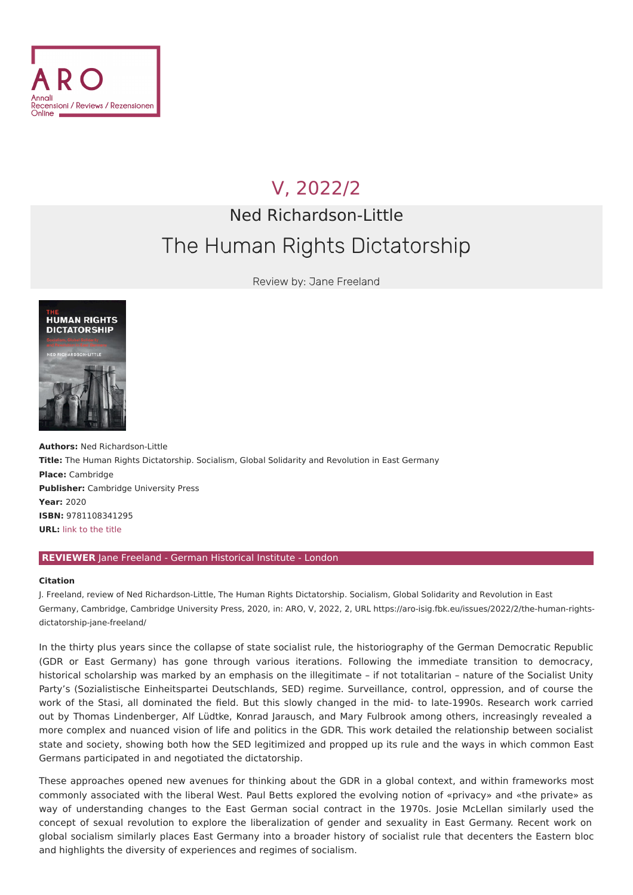V, 2022/2

Ned Richardson-Little

# The Human Rights Dictatorship

Review by: Jane Freeland

**Authors:** Ned Richardson-Little
**Title:** The Human Rights Dictatorship. Socialism, Global Solidarity and Revolution in East Germany
**Place:** Cambridge
**Publisher:** Cambridge University Press
**Year:** 2020
**ISBN:** 9781108341295
**URL:** link to the title

**REVIEWER** Jane Freeland - German Historical Institute - London

**Citation**

J. Freeland, review of Ned Richardson-Little, The Human Rights Dictatorship. Socialism, Global Solidarity and Revolution in East Germany, Cambridge, Cambridge University Press, 2020, in: ARO, V, 2022, 2, URL https://aro-isig.fbk.eu/issues/2022/2/the-human-rights-dictatorship-jane-freeland/

In the thirty plus years since the collapse of state socialist rule, the historiography of the German Democratic Republic (GDR or East Germany) has gone through various iterations. Following the immediate transition to democracy, historical scholarship was marked by an emphasis on the illegitimate – if not totalitarian – nature of the Socialist Unity Party's (Sozialistische Einheitspartei Deutschlands, SED) regime. Surveillance, control, oppression, and of course the work of the Stasi, all dominated the field. But this slowly changed in the mid- to late-1990s. Research work carried out by Thomas Lindenberger, Alf Lüdtke, Konrad Jarausch, and Mary Fulbrook among others, increasingly revealed a more complex and nuanced vision of life and politics in the GDR. This work detailed the relationship between socialist state and society, showing both how the SED legitimized and propped up its rule and the ways in which common East Germans participated in and negotiated the dictatorship.

These approaches opened new avenues for thinking about the GDR in a global context, and within frameworks most commonly associated with the liberal West. Paul Betts explored the evolving notion of «privacy» and «the private» as way of understanding changes to the East German social contract in the 1970s. Josie McLellan similarly used the concept of sexual revolution to explore the liberalization of gender and sexuality in East Germany. Recent work on global socialism similarly places East Germany into a broader history of socialist rule that decenters the Eastern bloc and highlights the diversity of experiences and regimes of socialism.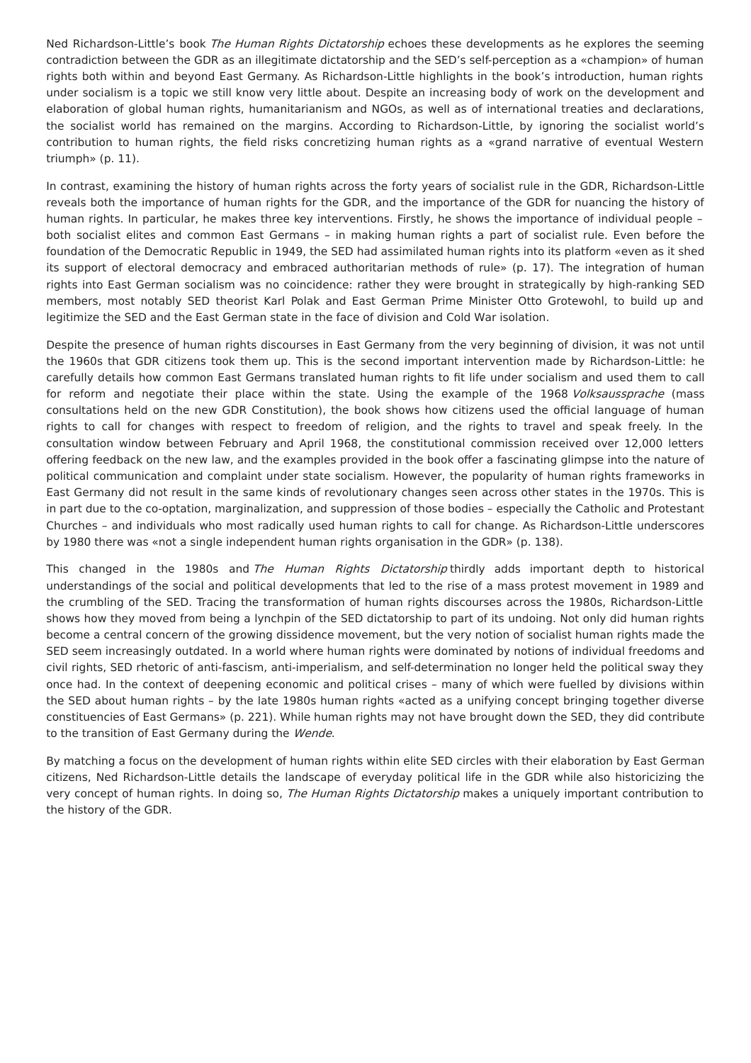Ned Richardson-Little's book *The Human Rights Dictatorship* echoes these developments as he explores the seeming contradiction between the GDR as an illegitimate dictatorship and the SED's self-perception as a «champion» of human rights both within and beyond East Germany. As Richardson-Little highlights in the book's introduction, human rights under socialism is a topic we still know very little about. Despite an increasing body of work on the development and elaboration of global human rights, humanitarianism and NGOs, as well as of international treaties and declarations, the socialist world has remained on the margins. According to Richardson-Little, by ignoring the socialist world's contribution to human rights, the field risks concretizing human rights as a «grand narrative of eventual Western triumph» (p. 11).

In contrast, examining the history of human rights across the forty years of socialist rule in the GDR, Richardson-Little reveals both the importance of human rights for the GDR, and the importance of the GDR for nuancing the history of human rights. In particular, he makes three key interventions. Firstly, he shows the importance of individual people – both socialist elites and common East Germans – in making human rights a part of socialist rule. Even before the foundation of the Democratic Republic in 1949, the SED had assimilated human rights into its platform «even as it shed its support of electoral democracy and embraced authoritarian methods of rule» (p. 17). The integration of human rights into East German socialism was no coincidence: rather they were brought in strategically by high-ranking SED members, most notably SED theorist Karl Polak and East German Prime Minister Otto Grotewohl, to build up and legitimize the SED and the East German state in the face of division and Cold War isolation.

Despite the presence of human rights discourses in East Germany from the very beginning of division, it was not until the 1960s that GDR citizens took them up. This is the second important intervention made by Richardson-Little: he carefully details how common East Germans translated human rights to fit life under socialism and used them to call for reform and negotiate their place within the state. Using the example of the 1968 *Volksaussprache* (mass consultations held on the new GDR Constitution), the book shows how citizens used the official language of human rights to call for changes with respect to freedom of religion, and the rights to travel and speak freely. In the consultation window between February and April 1968, the constitutional commission received over 12,000 letters offering feedback on the new law, and the examples provided in the book offer a fascinating glimpse into the nature of political communication and complaint under state socialism. However, the popularity of human rights frameworks in East Germany did not result in the same kinds of revolutionary changes seen across other states in the 1970s. This is in part due to the co-optation, marginalization, and suppression of those bodies – especially the Catholic and Protestant Churches – and individuals who most radically used human rights to call for change. As Richardson-Little underscores by 1980 there was «not a single independent human rights organisation in the GDR» (p. 138).

This changed in the 1980s and *The Human Rights Dictatorship* thirdly adds important depth to historical understandings of the social and political developments that led to the rise of a mass protest movement in 1989 and the crumbling of the SED. Tracing the transformation of human rights discourses across the 1980s, Richardson-Little shows how they moved from being a lynchpin of the SED dictatorship to part of its undoing. Not only did human rights become a central concern of the growing dissidence movement, but the very notion of socialist human rights made the SED seem increasingly outdated. In a world where human rights were dominated by notions of individual freedoms and civil rights, SED rhetoric of anti-fascism, anti-imperialism, and self-determination no longer held the political sway they once had. In the context of deepening economic and political crises – many of which were fuelled by divisions within the SED about human rights – by the late 1980s human rights «acted as a unifying concept bringing together diverse constituencies of East Germans» (p. 221). While human rights may not have brought down the SED, they did contribute to the transition of East Germany during the *Wende*.

By matching a focus on the development of human rights within elite SED circles with their elaboration by East German citizens, Ned Richardson-Little details the landscape of everyday political life in the GDR while also historicizing the very concept of human rights. In doing so, *The Human Rights Dictatorship* makes a uniquely important contribution to the history of the GDR.